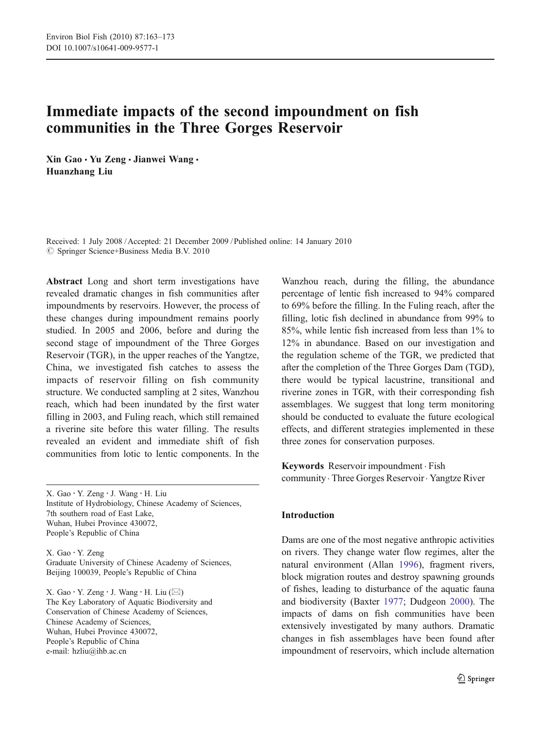# Immediate impacts of the second impoundment on fish communities in the Three Gorges Reservoir

**Xin Gao · Yu Zeng · Jianwei Wang · Huanzhang Liu**

Received: 1 July 2008 / Accepted: 21 December 2009 / Published online: 14 January 2010
© Springer Science+Business Media B.V. 2010

**Abstract** Long and short term investigations have revealed dramatic changes in fish communities after impoundments by reservoirs. However, the process of these changes during impoundment remains poorly studied. In 2005 and 2006, before and during the second stage of impoundment of the Three Gorges Reservoir (TGR), in the upper reaches of the Yangtze, China, we investigated fish catches to assess the impacts of reservoir filling on fish community structure. We conducted sampling at 2 sites, Wanzhou reach, which had been inundated by the first water filling in 2003, and Fuling reach, which still remained a riverine site before this water filling. The results revealed an evident and immediate shift of fish communities from lotic to lentic components. In the Wanzhou reach, during the filling, the abundance percentage of lentic fish increased to 94% compared to 69% before the filling. In the Fuling reach, after the filling, lotic fish declined in abundance from 99% to 85%, while lentic fish increased from less than 1% to 12% in abundance. Based on our investigation and the regulation scheme of the TGR, we predicted that after the completion of the Three Gorges Dam (TGD), there would be typical lacustrine, transitional and riverine zones in TGR, with their corresponding fish assemblages. We suggest that long term monitoring should be conducted to evaluate the future ecological effects, and different strategies implemented in these three zones for conservation purposes.

**Keywords** Reservoir impoundment · Fish community · Three Gorges Reservoir · Yangtze River

X. Gao · Y. Zeng · J. Wang · H. Liu
Institute of Hydrobiology, Chinese Academy of Sciences,
7th southern road of East Lake,
Wuhan, Hubei Province 430072,
People's Republic of China

X. Gao · Y. Zeng
Graduate University of Chinese Academy of Sciences,
Beijing 100039, People's Republic of China

X. Gao · Y. Zeng · J. Wang · H. Liu (✉)
The Key Laboratory of Aquatic Biodiversity and
Conservation of Chinese Academy of Sciences,
Chinese Academy of Sciences,
Wuhan, Hubei Province 430072,
People's Republic of China
e-mail: hzliu@ihb.ac.cn

## Introduction

Dams are one of the most negative anthropic activities on rivers. They change water flow regimes, alter the natural environment (Allan 1996), fragment rivers, block migration routes and destroy spawning grounds of fishes, leading to disturbance of the aquatic fauna and biodiversity (Baxter 1977; Dudgeon 2000). The impacts of dams on fish communities have been extensively investigated by many authors. Dramatic changes in fish assemblages have been found after impoundment of reservoirs, which include alternation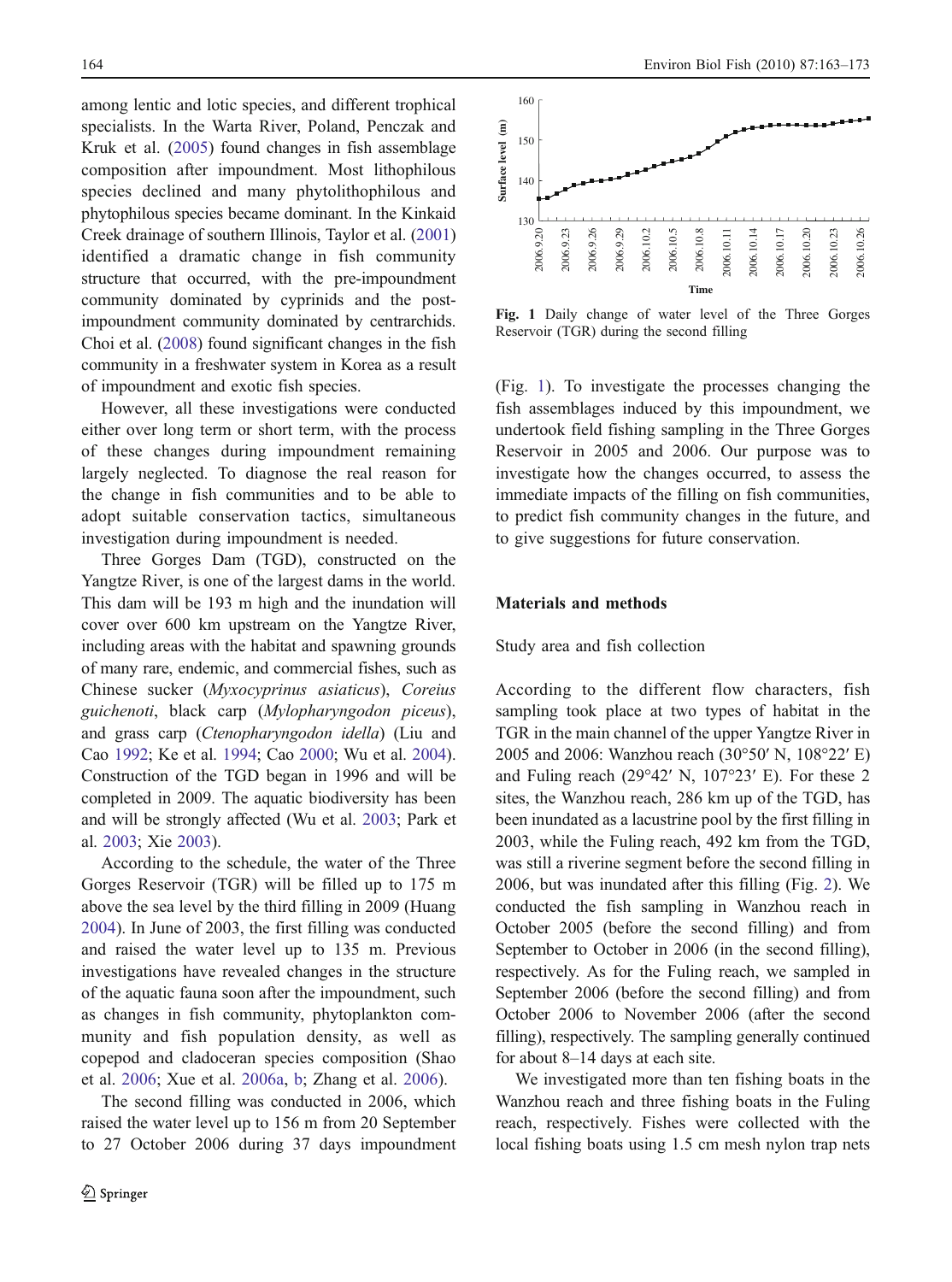among lentic and lotic species, and different trophical specialists. In the Warta River, Poland, Penczak and Kruk et al. (2005) found changes in fish assemblage composition after impoundment. Most lithophilous species declined and many phytolithophilous and phytophilous species became dominant. In the Kinkaid Creek drainage of southern Illinois, Taylor et al. (2001) identified a dramatic change in fish community structure that occurred, with the pre-impoundment community dominated by cyprinids and the post-impoundment community dominated by centrarchids. Choi et al. (2008) found significant changes in the fish community in a freshwater system in Korea as a result of impoundment and exotic fish species.

However, all these investigations were conducted either over long term or short term, with the process of these changes during impoundment remaining largely neglected. To diagnose the real reason for the change in fish communities and to be able to adopt suitable conservation tactics, simultaneous investigation during impoundment is needed.

Three Gorges Dam (TGD), constructed on the Yangtze River, is one of the largest dams in the world. This dam will be 193 m high and the inundation will cover over 600 km upstream on the Yangtze River, including areas with the habitat and spawning grounds of many rare, endemic, and commercial fishes, such as Chinese sucker (*Myxocyprinus asiaticus*), *Coreius guichenoti*, black carp (*Mylopharyngodon piceus*), and grass carp (*Ctenopharyngodon idella*) (Liu and Cao 1992; Ke et al. 1994; Cao 2000; Wu et al. 2004). Construction of the TGD began in 1996 and will be completed in 2009. The aquatic biodiversity has been and will be strongly affected (Wu et al. 2003; Park et al. 2003; Xie 2003).

According to the schedule, the water of the Three Gorges Reservoir (TGR) will be filled up to 175 m above the sea level by the third filling in 2009 (Huang 2004). In June of 2003, the first filling was conducted and raised the water level up to 135 m. Previous investigations have revealed changes in the structure of the aquatic fauna soon after the impoundment, such as changes in fish community, phytoplankton community and fish population density, as well as copepod and cladoceran species composition (Shao et al. 2006; Xue et al. 2006a, b; Zhang et al. 2006).

The second filling was conducted in 2006, which raised the water level up to 156 m from 20 September to 27 October 2006 during 37 days impoundment (Fig. 1). To investigate the processes changing the fish assemblages induced by this impoundment, we undertook field fishing sampling in the Three Gorges Reservoir in 2005 and 2006. Our purpose was to investigate how the changes occurred, to assess the immediate impacts of the filling on fish communities, to predict fish community changes in the future, and to give suggestions for future conservation.

**Fig. 1** Daily change of water level of the Three Gorges Reservoir (TGR) during the second filling

## Materials and methods

### Study area and fish collection

According to the different flow characters, fish sampling took place at two types of habitat in the TGR in the main channel of the upper Yangtze River in 2005 and 2006: Wanzhou reach (30°50′ N, 108°22′ E) and Fuling reach (29°42′ N, 107°23′ E). For these 2 sites, the Wanzhou reach, 286 km up of the TGD, has been inundated as a lacustrine pool by the first filling in 2003, while the Fuling reach, 492 km from the TGD, was still a riverine segment before the second filling in 2006, but was inundated after this filling (Fig. 2). We conducted the fish sampling in Wanzhou reach in October 2005 (before the second filling) and from September to October in 2006 (in the second filling), respectively. As for the Fuling reach, we sampled in September 2006 (before the second filling) and from October 2006 to November 2006 (after the second filling), respectively. The sampling generally continued for about 8–14 days at each site.

We investigated more than ten fishing boats in the Wanzhou reach and three fishing boats in the Fuling reach, respectively. Fishes were collected with the local fishing boats using 1.5 cm mesh nylon trap nets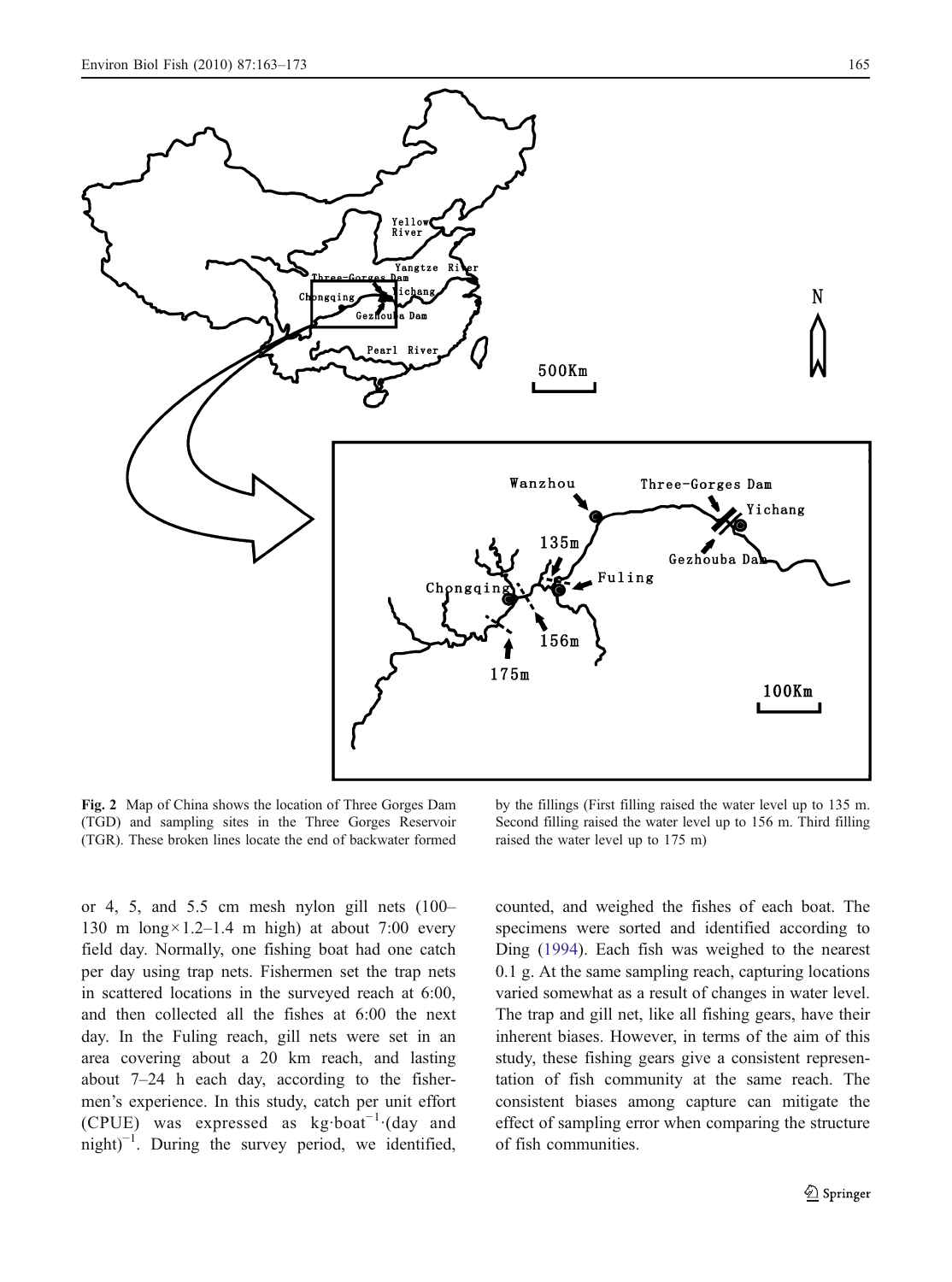Fig. 2 Map of China shows the location of Three Gorges Dam (TGD) and sampling sites in the Three Gorges Reservoir (TGR). These broken lines locate the end of backwater formed by the fillings (First filling raised the water level up to 135 m. Second filling raised the water level up to 156 m. Third filling raised the water level up to 175 m)

or 4, 5, and 5.5 cm mesh nylon gill nets (100–130 m long × 1.2–1.4 m high) at about 7:00 every field day. Normally, one fishing boat had one catch per day using trap nets. Fishermen set the trap nets in scattered locations in the surveyed reach at 6:00, and then collected all the fishes at 6:00 the next day. In the Fuling reach, gill nets were set in an area covering about a 20 km reach, and lasting about 7–24 h each day, according to the fishermen's experience. In this study, catch per unit effort (CPUE) was expressed as $kg \cdot boat^{-1} \cdot (day\ and\ night)^{-1}$. During the survey period, we identified, counted, and weighed the fishes of each boat. The specimens were sorted and identified according to Ding (1994). Each fish was weighed to the nearest 0.1 g. At the same sampling reach, capturing locations varied somewhat as a result of changes in water level. The trap and gill net, like all fishing gears, have their inherent biases. However, in terms of the aim of this study, these fishing gears give a consistent representation of fish community at the same reach. The consistent biases among capture can mitigate the effect of sampling error when comparing the structure of fish communities.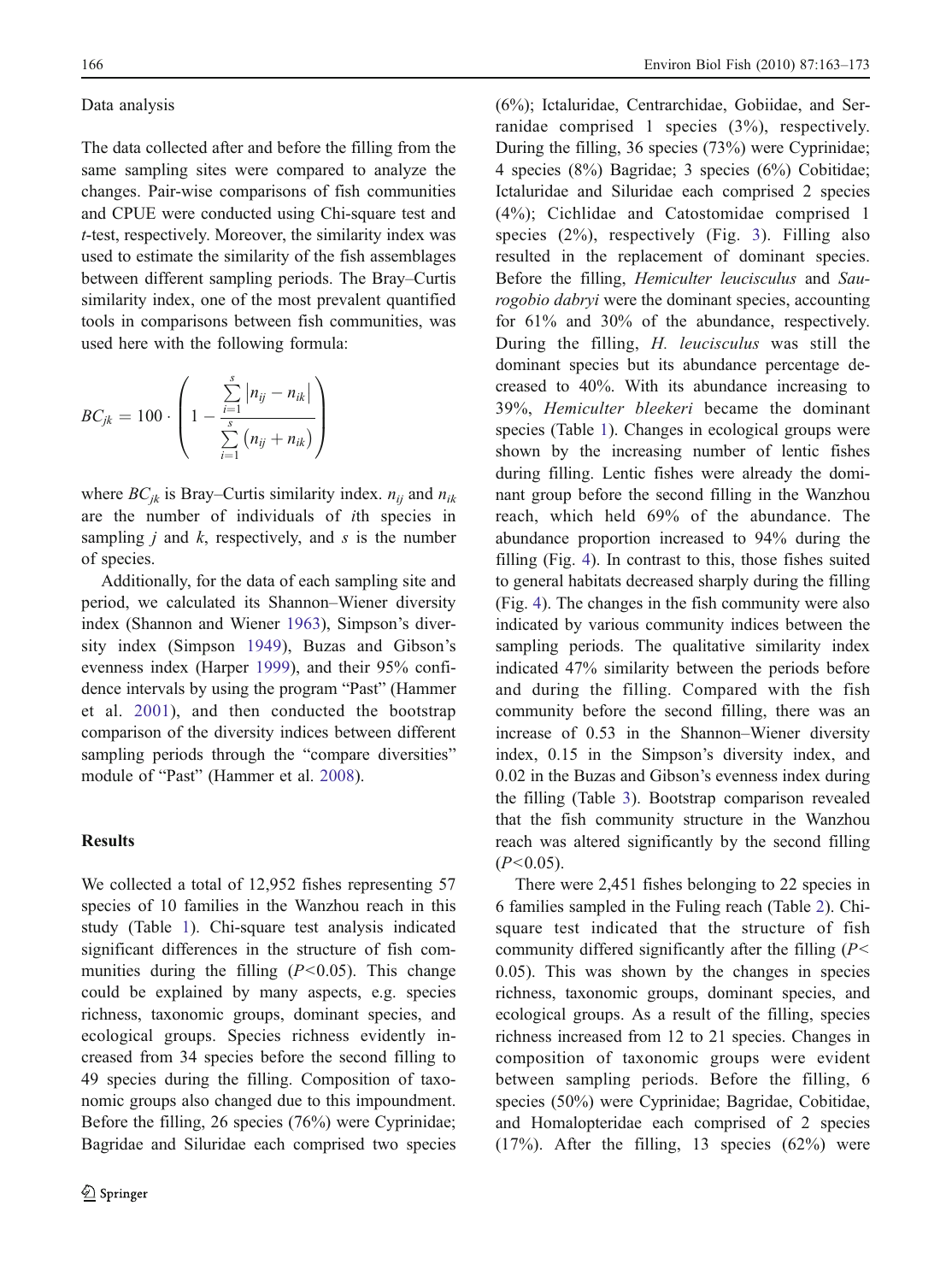Data analysis

The data collected after and before the filling from the same sampling sites were compared to analyze the changes. Pair-wise comparisons of fish communities and CPUE were conducted using Chi-square test and *t*-test, respectively. Moreover, the similarity index was used to estimate the similarity of the fish assemblages between different sampling periods. The Bray–Curtis similarity index, one of the most prevalent quantified tools in comparisons between fish communities, was used here with the following formula:

$$BC_{jk} = 100 \cdot \left( 1 - \frac{\sum_{i=1}^{s} \left| n_{ij} - n_{ik} \right|}{\sum_{i=1}^{s} \left( n_{ij} + n_{ik} \right)} \right)$$

where $BC_{jk}$ is Bray–Curtis similarity index. $n_{ij}$ and $n_{ik}$ are the number of individuals of *i*th species in sampling *j* and *k*, respectively, and *s* is the number of species.

Additionally, for the data of each sampling site and period, we calculated its Shannon–Wiener diversity index (Shannon and Wiener 1963), Simpson's diversity index (Simpson 1949), Buzas and Gibson's evenness index (Harper 1999), and their 95% confidence intervals by using the program "Past" (Hammer et al. 2001), and then conducted the bootstrap comparison of the diversity indices between different sampling periods through the "compare diversities" module of "Past" (Hammer et al. 2008).

## Results

We collected a total of 12,952 fishes representing 57 species of 10 families in the Wanzhou reach in this study (Table 1). Chi-square test analysis indicated significant differences in the structure of fish communities during the filling ($P<0.05$). This change could be explained by many aspects, e.g. species richness, taxonomic groups, dominant species, and ecological groups. Species richness evidently increased from 34 species before the second filling to 49 species during the filling. Composition of taxonomic groups also changed due to this impoundment. Before the filling, 26 species (76%) were Cyprinidae; Bagridae and Siluridae each comprised two species (6%); Ictaluridae, Centrarchidae, Gobiidae, and Serranidae comprised 1 species (3%), respectively. During the filling, 36 species (73%) were Cyprinidae; 4 species (8%) Bagridae; 3 species (6%) Cobitidae; Ictaluridae and Siluridae each comprised 2 species (4%); Cichlidae and Catostomidae comprised 1 species (2%), respectively (Fig. 3). Filling also resulted in the replacement of dominant species. Before the filling, *Hemiculter leucisculus* and *Saurogobio dabryi* were the dominant species, accounting for 61% and 30% of the abundance, respectively. During the filling, *H. leucisculus* was still the dominant species but its abundance percentage decreased to 40%. With its abundance increasing to 39%, *Hemiculter bleekeri* became the dominant species (Table 1). Changes in ecological groups were shown by the increasing number of lentic fishes during filling. Lentic fishes were already the dominant group before the second filling in the Wanzhou reach, which held 69% of the abundance. The abundance proportion increased to 94% during the filling (Fig. 4). In contrast to this, those fishes suited to general habitats decreased sharply during the filling (Fig. 4). The changes in the fish community were also indicated by various community indices between the sampling periods. The qualitative similarity index indicated 47% similarity between the periods before and during the filling. Compared with the fish community before the second filling, there was an increase of 0.53 in the Shannon–Wiener diversity index, 0.15 in the Simpson's diversity index, and 0.02 in the Buzas and Gibson's evenness index during the filling (Table 3). Bootstrap comparison revealed that the fish community structure in the Wanzhou reach was altered significantly by the second filling ($P<0.05$).

There were 2,451 fishes belonging to 22 species in 6 families sampled in the Fuling reach (Table 2). Chi-square test indicated that the structure of fish community differed significantly after the filling ($P<0.05$). This was shown by the changes in species richness, taxonomic groups, dominant species, and ecological groups. As a result of the filling, species richness increased from 12 to 21 species. Changes in composition of taxonomic groups were evident between sampling periods. Before the filling, 6 species (50%) were Cyprinidae; Bagridae, Cobitidae, and Homalopteridae each comprised of 2 species (17%). After the filling, 13 species (62%) were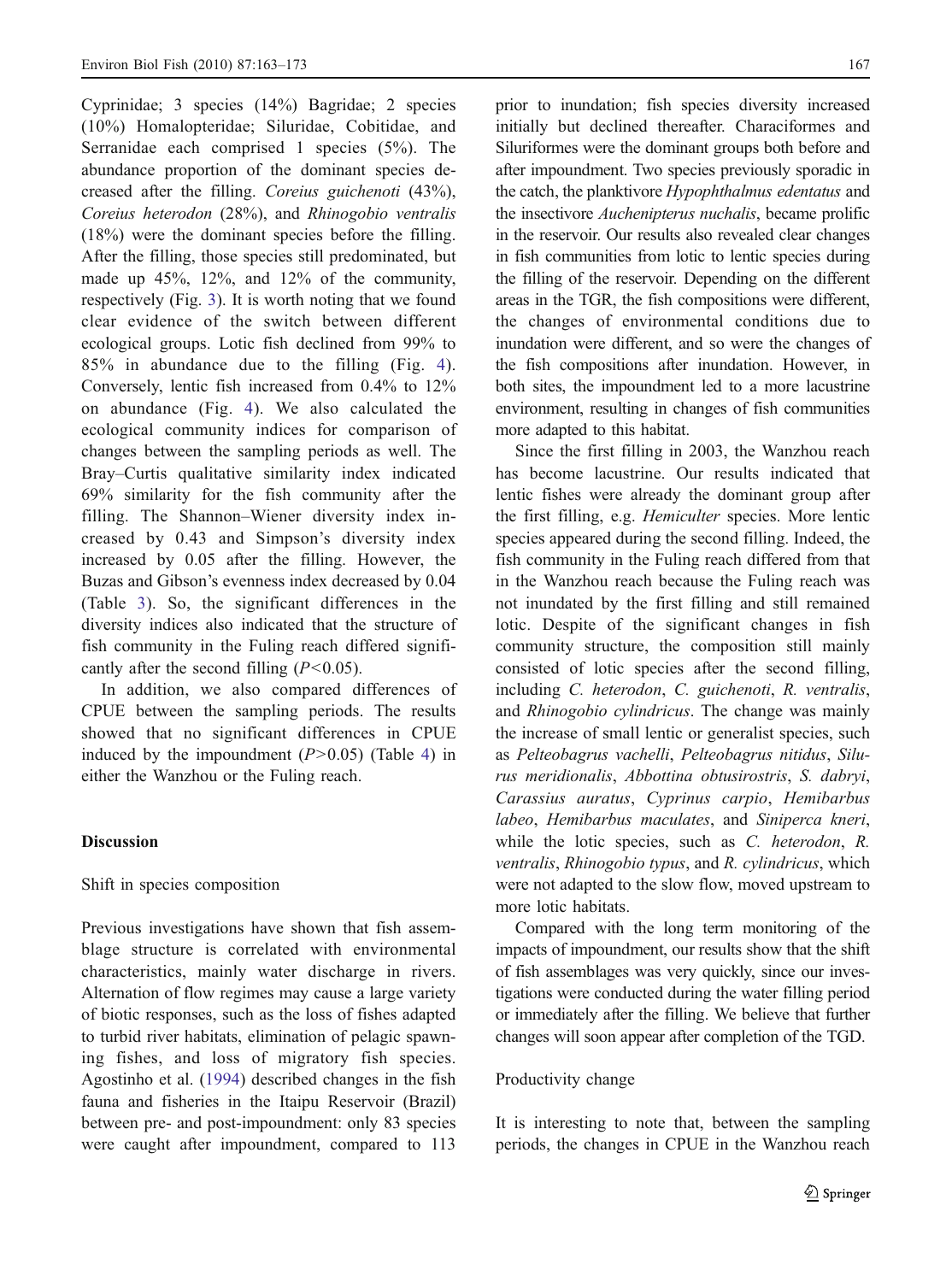Cyprinidae; 3 species (14%) Bagridae; 2 species (10%) Homalopteridae; Siluridae, Cobitidae, and Serranidae each comprised 1 species (5%). The abundance proportion of the dominant species decreased after the filling. *Coreius guichenoti* (43%), *Coreius heterodon* (28%), and *Rhinogobio ventralis* (18%) were the dominant species before the filling. After the filling, those species still predominated, but made up 45%, 12%, and 12% of the community, respectively (Fig. 3). It is worth noting that we found clear evidence of the switch between different ecological groups. Lotic fish declined from 99% to 85% in abundance due to the filling (Fig. 4). Conversely, lentic fish increased from 0.4% to 12% on abundance (Fig. 4). We also calculated the ecological community indices for comparison of changes between the sampling periods as well. The Bray–Curtis qualitative similarity index indicated 69% similarity for the fish community after the filling. The Shannon–Wiener diversity index increased by 0.43 and Simpson's diversity index increased by 0.05 after the filling. However, the Buzas and Gibson's evenness index decreased by 0.04 (Table 3). So, the significant differences in the diversity indices also indicated that the structure of fish community in the Fuling reach differed significantly after the second filling ($P<0.05$).

In addition, we also compared differences of CPUE between the sampling periods. The results showed that no significant differences in CPUE induced by the impoundment ($P>0.05$) (Table 4) in either the Wanzhou or the Fuling reach.

## Discussion

### Shift in species composition

Previous investigations have shown that fish assemblage structure is correlated with environmental characteristics, mainly water discharge in rivers. Alternation of flow regimes may cause a large variety of biotic responses, such as the loss of fishes adapted to turbid river habitats, elimination of pelagic spawning fishes, and loss of migratory fish species. Agostinho et al. (1994) described changes in the fish fauna and fisheries in the Itaipu Reservoir (Brazil) between pre- and post-impoundment: only 83 species were caught after impoundment, compared to 113 prior to inundation; fish species diversity increased initially but declined thereafter. Characiformes and Siluriformes were the dominant groups both before and after impoundment. Two species previously sporadic in the catch, the planktivore *Hypophthalmus edentatus* and the insectivore *Auchenipterus nuchalis*, became prolific in the reservoir. Our results also revealed clear changes in fish communities from lotic to lentic species during the filling of the reservoir. Depending on the different areas in the TGR, the fish compositions were different, the changes of environmental conditions due to inundation were different, and so were the changes of the fish compositions after inundation. However, in both sites, the impoundment led to a more lacustrine environment, resulting in changes of fish communities more adapted to this habitat.

Since the first filling in 2003, the Wanzhou reach has become lacustrine. Our results indicated that lentic fishes were already the dominant group after the first filling, e.g. *Hemiculter* species. More lentic species appeared during the second filling. Indeed, the fish community in the Fuling reach differed from that in the Wanzhou reach because the Fuling reach was not inundated by the first filling and still remained lotic. Despite of the significant changes in fish community structure, the composition still mainly consisted of lotic species after the second filling, including *C. heterodon*, *C. guichenoti*, *R. ventralis*, and *Rhinogobio cylindricus*. The change was mainly the increase of small lentic or generalist species, such as *Pelteobagrus vachelli*, *Pelteobagrus nitidus*, *Silurus meridionalis*, *Abbottina obtusirostris*, *S. dabryi*, *Carassius auratus*, *Cyprinus carpio*, *Hemibarbus labeo*, *Hemibarbus maculates*, and *Siniperca kneri*, while the lotic species, such as *C. heterodon*, *R. ventralis*, *Rhinogobio typus*, and *R. cylindricus*, which were not adapted to the slow flow, moved upstream to more lotic habitats.

Compared with the long term monitoring of the impacts of impoundment, our results show that the shift of fish assemblages was very quickly, since our investigations were conducted during the water filling period or immediately after the filling. We believe that further changes will soon appear after completion of the TGD.

### Productivity change

It is interesting to note that, between the sampling periods, the changes in CPUE in the Wanzhou reach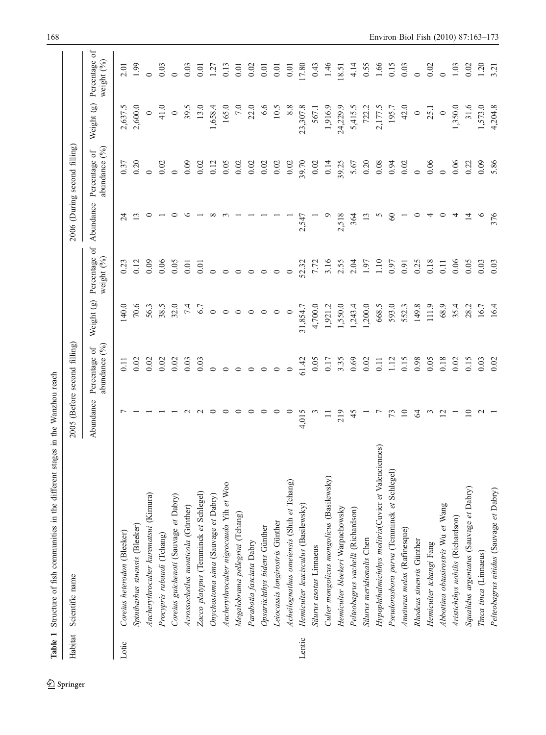**Table 1** Structure of fish communities in the different stages in the Wanzhou reach

| Habitat | Scientific name | 2005 (Before second filling) | | | | 2006 (During second filling) | | | |
|---|---|---|---|---|---|---|---|---|---|
| | | Abundance | Percentage of abundance (%) | Weight (g) | Percentage of weight (%) | Abundance | Percentage of abundance (%) | Weight (g) | Percentage of weight (%) |
| Lotic | *Coreius heterodon* (Bleeker) | 7 | 0.11 | 140.0 | 0.23 | 24 | 0.37 | 2,637.5 | 2.01 |
| | *Spinibarbus sinensis* (Bleeker) | 1 | 0.02 | 70.6 | 0.12 | 13 | 0.20 | 2,600.0 | 1.99 |
| | *Ancherythroculter kurematsui* (Kimura) | 1 | 0.02 | 56.3 | 0.09 | 0 | 0 | 0 | 0 |
| | *Procypris rabaudi* (Tchang) | 1 | 0.02 | 38.5 | 0.06 | 1 | 0.02 | 41.0 | 0.03 |
| | *Coreius guichenoti* (Sauvage *et* Dabry) | 1 | 0.02 | 32.0 | 0.05 | 0 | 0 | 0 | 0 |
| | *Acrossocheilus monticola* (Günther) | 2 | 0.03 | 7.4 | 0.01 | 6 | 0.09 | 39.5 | 0.03 |
| | *Zacco platypus* (Temminck *et* Schlegel) | 2 | 0.03 | 6.7 | 0.01 | 1 | 0.02 | 13.0 | 0.01 |
| | *Onychostoma sima* (Sauvage *et* Dabry) | 0 | 0 | 0 | 0 | 8 | 0.12 | 1,658.4 | 1.27 |
| | *Ancherythroculter nigrocauda* Yih *et* Woo | 0 | 0 | 0 | 0 | 3 | 0.05 | 165.0 | 0.13 |
| | *Megalobrama pellegrini* (Tchang) | 0 | 0 | 0 | 0 | 1 | 0.02 | 7.0 | 0.01 |
| | *Parabotia fasciata* Dabry | 0 | 0 | 0 | 0 | 1 | 0.02 | 22.0 | 0.02 |
| | *Opsariichthys bidens* Günther | 0 | 0 | 0 | 0 | 1 | 0.02 | 6.6 | 0.01 |
| | *Leiocassis longirostris* Günther | 0 | 0 | 0 | 0 | 1 | 0.02 | 10.5 | 0.01 |
| | *Acheilognathus omeiensis* (Shih *et* Tchang) | 0 | 0 | 0 | 0 | 1 | 0.02 | 8.8 | 0.01 |
| Lentic | *Hemiculter leucisculus* (Basilewsky) | 4,015 | 61.42 | 31,854.7 | 52.32 | 2,547 | 39.70 | 23,307.8 | 17.80 |
| | *Silurus asotus* Linnaeus | 3 | 0.05 | 4,700.0 | 7.72 | 1 | 0.02 | 567.1 | 0.43 |
| | *Culter mongolicus mongolicus* (Basilewsky) | 11 | 0.17 | 1,921.2 | 3.16 | 9 | 0.14 | 1,916.9 | 1.46 |
| | *Hemiculter bleekeri* Warpachowsky | 219 | 3.35 | 1,550.0 | 2.55 | 2,518 | 39.25 | 24,229.9 | 18.51 |
| | *Pelteobagrus vachelli* (Richardson) | 45 | 0.69 | 1,243.4 | 2.04 | 364 | 5.67 | 5,415.5 | 4.14 |
| | *Silurus meridionalis* Chen | 1 | 0.02 | 1,200.0 | 1.97 | 13 | 0.20 | 722.2 | 0.55 |
| | *Hypophthalmichthys molitrix*(Cuvier *et* Valenciennes) | 7 | 0.11 | 668.5 | 1.10 | 5 | 0.08 | 2,177.5 | 1.66 |
| | *Pseudorasbora parva* (Temminck *et* Schlegel) | 73 | 1.12 | 593.0 | 0.97 | 60 | 0.94 | 195.7 | 0.15 |
| | *Ameiurus melas* (Rafinesque) | 10 | 0.15 | 552.3 | 0.91 | 1 | 0.02 | 42.0 | 0.03 |
| | *Rhodeus sinensis* Günther | 64 | 0.98 | 149.8 | 0.25 | 0 | 0 | 0 | 0 |
| | *Hemiculter tchangi* Fang | 3 | 0.05 | 111.9 | 0.18 | 4 | 0.06 | 25.1 | 0.02 |
| | *Abbottina obtusirostris* Wu *et* Wang | 12 | 0.18 | 68.9 | 0.11 | 0 | 0 | 0 | 0 |
| | *Aristichthys nobilis* (Richardson) | 1 | 0.02 | 35.4 | 0.06 | 4 | 0.06 | 1,350.0 | 1.03 |
| | *Squalidus argentatus* (Sauvage *et* Dabry) | 10 | 0.15 | 28.2 | 0.05 | 14 | 0.22 | 31.6 | 0.02 |
| | *Tinca tinca* (Linnaeus) | 2 | 0.03 | 16.7 | 0.03 | 6 | 0.09 | 1,573.0 | 1.20 |
| | *Pelteobagrus nitidus* (Sauvage *et* Dabry) | 1 | 0.02 | 16.4 | 0.03 | 376 | 5.86 | 4,204.8 | 3.21 |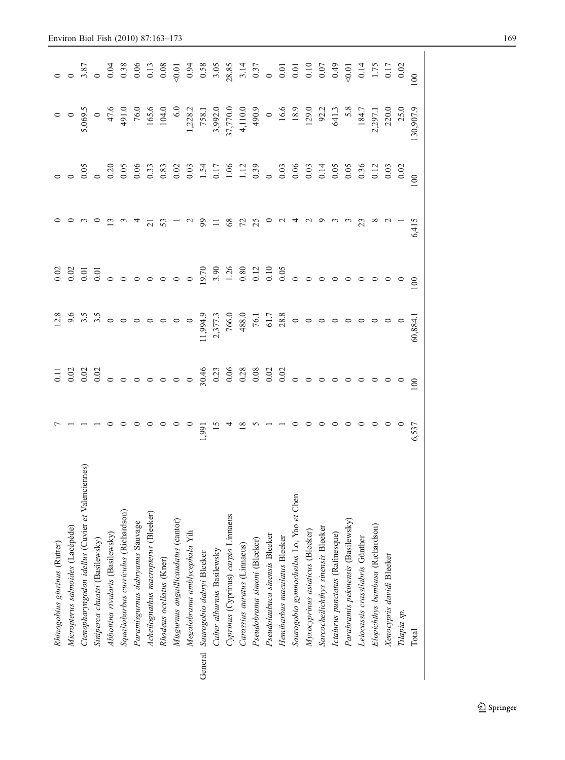| | Species | | | | | | | | |
|---|---|---|---|---|---|---|---|---|---|
| | *Rhinogobius giurinus* (Rutter) | 7 | 0.11 | 12.8 | 0.02 | 0 | 0 | 0 | 0 |
| | *Micropterus salmoides* (Lacèpède) | 1 | 0.02 | 9.6 | 0.02 | 0 | 0 | 0 | 0 |
| | *Ctenopharyngodon idellus* (Cuvier *et* Valenciennes) | 1 | 0.02 | 3.5 | 0.01 | 3 | 0.05 | 5,069.5 | 3.87 |
| | *Siniperca chuatsi* (Basilewsky) | 1 | 0.02 | 3.5 | 0.01 | 0 | 0 | 0 | 0 |
| | *Abbottina rivularis* (Basilewsky) | 0 | 0 | 0 | 0 | 13 | 0.20 | 47.6 | 0.04 |
| | *Squaliobarbus curriculus* (Richardson) | 0 | 0 | 0 | 0 | 3 | 0.05 | 491.0 | 0.38 |
| | *Paramisgurnus dabryanus* Sauvage | 0 | 0 | 0 | 0 | 4 | 0.06 | 76.0 | 0.06 |
| | *Acheilognathus macropterus* (Bleeker) | 0 | 0 | 0 | 0 | 21 | 0.33 | 165.6 | 0.13 |
| | *Rhodeus ocellatus* (Kner) | 0 | 0 | 0 | 0 | 53 | 0.83 | 104.0 | 0.08 |
| | *Misgurnus anguillicaudatus* (cantor) | 0 | 0 | 0 | 0 | 1 | 0.02 | 6.0 | <0.01 |
| | *Megalobrama amblycephala* Yih | 0 | 0 | 0 | 0 | 2 | 0.03 | 1,228.2 | 0.94 |
| General | *Saurogobio dabryi* Bleeker | 1,991 | 30.46 | 11,994.9 | 19.70 | 99 | 1.54 | 758.1 | 0.58 |
| | *Culter alburnus* Basilewsky | 15 | 0.23 | 2,377.3 | 3.90 | 11 | 0.17 | 3,992.0 | 3.05 |
| | *Cyprinus* (*Cyprinus*) *carpio* Linnaeus | 4 | 0.06 | 766.0 | 1.26 | 68 | 1.06 | 37,770.0 | 28.85 |
| | *Carassius auratus* (Linnaeus) | 18 | 0.28 | 488.0 | 0.80 | 72 | 1.12 | 4,110.0 | 3.14 |
| | *Pseudobrama simoni* (Bleeker) | 5 | 0.08 | 76.1 | 0.12 | 25 | 0.39 | 490.9 | 0.37 |
| | *Pseudolaubuca sinensis* Bleeker | 1 | 0.02 | 61.7 | 0.10 | 0 | 0 | 0 | 0 |
| | *Hemibarbus maculatus* Bleeker | 1 | 0.02 | 28.8 | 0.05 | 2 | 0.03 | 16.6 | 0.01 |
| | *Saurogobio gymnocheilus* Lo, Yao *et* Chen | 0 | 0 | 0 | 0 | 4 | 0.06 | 18.9 | 0.01 |
| | *Myxocyprinus asiaticus* (Bleeker) | 0 | 0 | 0 | 0 | 2 | 0.03 | 129.0 | 0.10 |
| | *Sarcocheilichthys sinensis* Bleeker | 0 | 0 | 0 | 0 | 9 | 0.14 | 92.2 | 0.07 |
| | *Ictalurus punctatus* (Rafinesque) | 0 | 0 | 0 | 0 | 3 | 0.05 | 641.3 | 0.49 |
| | *Parabramis pekinensis* (Basilewsky) | 0 | 0 | 0 | 0 | 3 | 0.05 | 5.8 | <0.01 |
| | *Leiocassis crassilabris* Günther | 0 | 0 | 0 | 0 | 23 | 0.36 | 184.7 | 0.14 |
| | *Elopichthys bambusa* (Richardson) | 0 | 0 | 0 | 0 | 8 | 0.12 | 2,297.1 | 1.75 |
| | *Xenocypris davidi* Bleeker | 0 | 0 | 0 | 0 | 2 | 0.03 | 220.0 | 0.17 |
| | *Tilapia* sp. | 0 | 0 | 0 | 0 | 1 | 0.02 | 25.0 | 0.02 |
| | Total | 6,537 | 100 | 60,884.1 | 100 | 6,415 | 100 | 130,907.9 | 100 |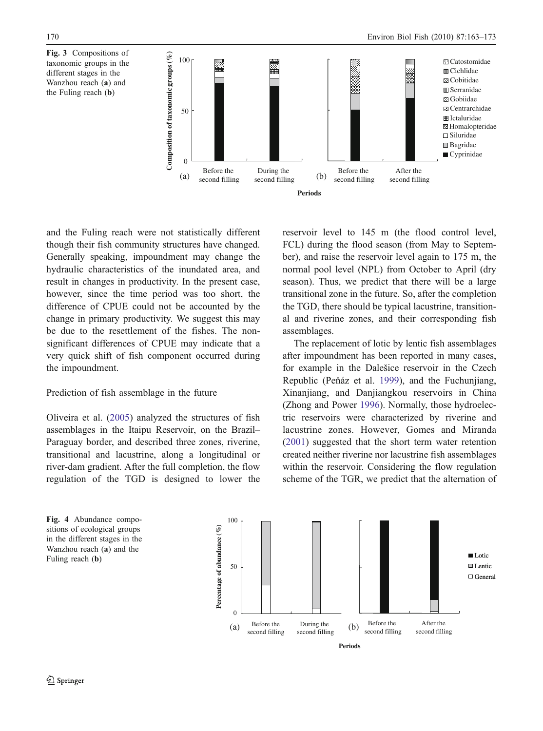**Fig. 3** Compositions of taxonomic groups in the different stages in the Wanzhou reach (**a**) and the Fuling reach (**b**)

**Fig. 4** Abundance compositions of ecological groups in the different stages in the Wanzhou reach (**a**) and the Fuling reach (**b**)

and the Fuling reach were not statistically different though their fish community structures have changed. Generally speaking, impoundment may change the hydraulic characteristics of the inundated area, and result in changes in productivity. In the present case, however, since the time period was too short, the difference of CPUE could not be accounted by the change in primary productivity. We suggest this may be due to the resettlement of the fishes. The non-significant differences of CPUE may indicate that a very quick shift of fish component occurred during the impoundment.

## Prediction of fish assemblage in the future

Oliveira et al. (2005) analyzed the structures of fish assemblages in the Itaipu Reservoir, on the Brazil–Paraguay border, and described three zones, riverine, transitional and lacustrine, along a longitudinal or river-dam gradient. After the full completion, the flow regulation of the TGD is designed to lower the reservoir level to 145 m (the flood control level, FCL) during the flood season (from May to September), and raise the reservoir level again to 175 m, the normal pool level (NPL) from October to April (dry season). Thus, we predict that there will be a large transitional zone in the future. So, after the completion the TGD, there should be typical lacustrine, transitional and riverine zones, and their corresponding fish assemblages.

The replacement of lotic by lentic fish assemblages after impoundment has been reported in many cases, for example in the Dalešice reservoir in the Czech Republic (Peňáz et al. 1999), and the Fuchunjiang, Xinanjiang, and Danjiangkou reservoirs in China (Zhong and Power 1996). Normally, those hydroelectric reservoirs were characterized by riverine and lacustrine zones. However, Gomes and Miranda (2001) suggested that the short term water retention created neither riverine nor lacustrine fish assemblages within the reservoir. Considering the flow regulation scheme of the TGR, we predict that the alternation of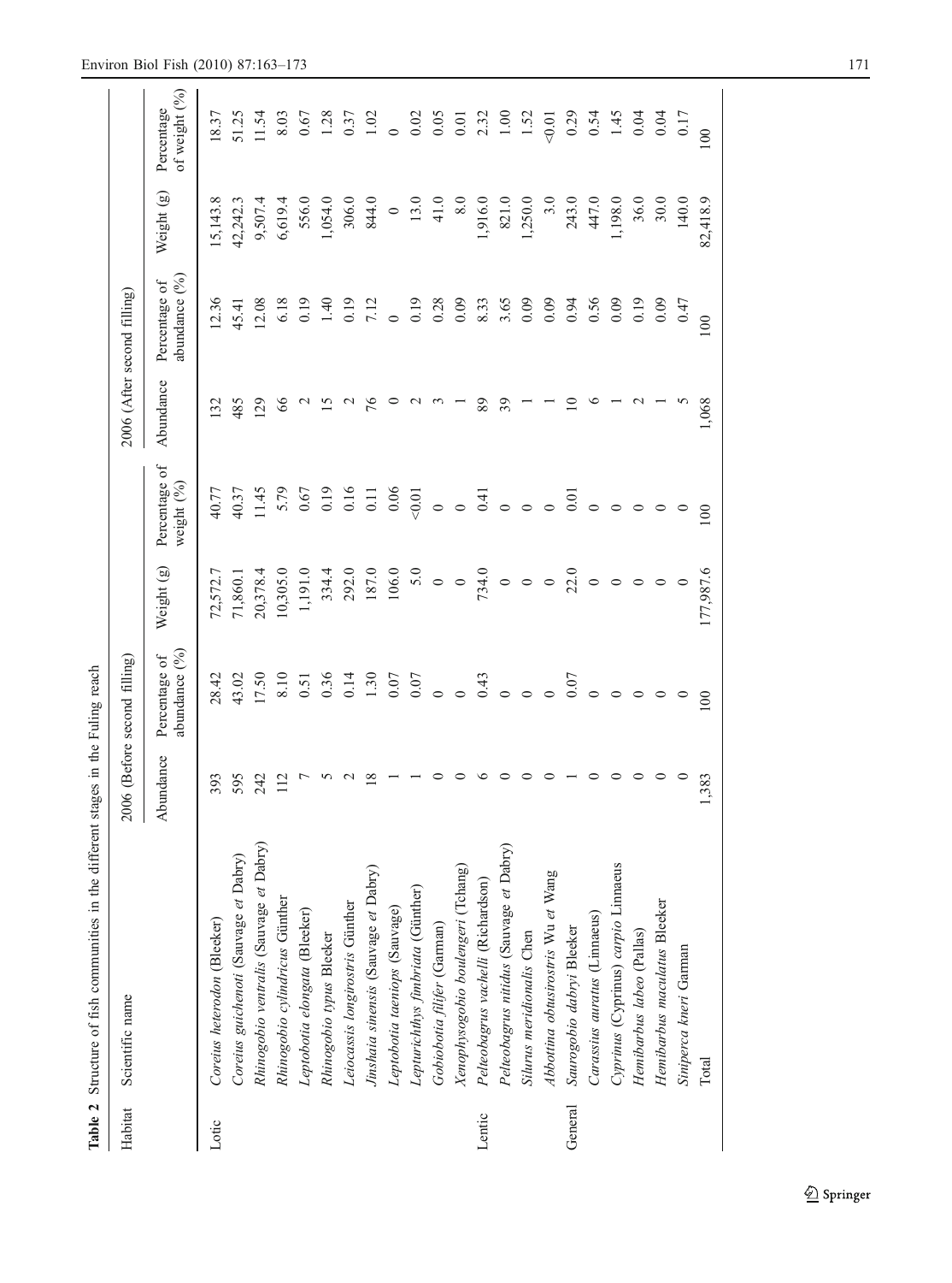**Table 2** Structure of fish communities in the different stages in the Fuling reach

| Habitat | Scientific name | 2006 (Before second filling) | | | | 2006 (After second filling) | | | |
|---|---|---|---|---|---|---|---|---|---|
| | | Abundance | Percentage of abundance (%) | Weight (g) | Percentage of weight (%) | Abundance | Percentage of abundance (%) | Weight (g) | Percentage of weight (%) |
| Lotic | *Coreius heterodon* (Bleeker) | 393 | 28.42 | 72,572.7 | 40.77 | 132 | 12.36 | 15,143.8 | 18.37 |
| | *Coreius guichenoti* (Sauvage *et* Dabry) | 595 | 43.02 | 71,860.1 | 40.37 | 485 | 45.41 | 42,242.3 | 51.25 |
| | *Rhinogobio ventralis* (Sauvage *et* Dabry) | 242 | 17.50 | 20,378.4 | 11.45 | 129 | 12.08 | 9,507.4 | 11.54 |
| | *Rhinogobio cylindricus* Günther | 112 | 8.10 | 10,305.0 | 5.79 | 66 | 6.18 | 6,619.4 | 8.03 |
| | *Leptobotia elongata* (Bleeker) | 7 | 0.51 | 1,191.0 | 0.67 | 2 | 0.19 | 556.0 | 0.67 |
| | *Rhinogobio typus* Bleeker | 5 | 0.36 | 334.4 | 0.19 | 15 | 1.40 | 1,054.0 | 1.28 |
| | *Leiocassis longirostris* Günther | 2 | 0.14 | 292.0 | 0.16 | 2 | 0.19 | 306.0 | 0.37 |
| | *Jinshaia sinensis* (Sauvage *et* Dabry) | 18 | 1.30 | 187.0 | 0.11 | 76 | 7.12 | 844.0 | 1.02 |
| | *Leptobotia taeniops* (Sauvage) | 1 | 0.07 | 106.0 | 0.06 | 0 | 0 | 0 | 0 |
| | *Lepturichthys fimbriata* (Günther) | 1 | 0.07 | 5.0 | <0.01 | 2 | 0.19 | 13.0 | 0.02 |
| | *Gobiobotia filifer* (Garman) | 0 | 0 | 0 | 0 | 3 | 0.28 | 41.0 | 0.05 |
| | *Xenophysogobio boulengeri* (Tchang) | 0 | 0 | 0 | 0 | 1 | 0.09 | 8.0 | 0.01 |
| Lentic | *Pelteobagrus vachelli* (Richardson) | 6 | 0.43 | 734.0 | 0.41 | 89 | 8.33 | 1,916.0 | 2.32 |
| | *Pelteobagrus nitidus* (Sauvage *et* Dabry) | 0 | 0 | 0 | 0 | 39 | 3.65 | 821.0 | 1.00 |
| | *Silurus meridionalis* Chen | 0 | 0 | 0 | 0 | 1 | 0.09 | 1,250.0 | 1.52 |
| | *Abbottina obtusirostris* Wu *et* Wang | 0 | 0 | 0 | 0 | 1 | 0.09 | 3.0 | <0.01 |
| General | *Saurogobio dabryi* Bleeker | 1 | 0.07 | 22.0 | 0.01 | 10 | 0.94 | 243.0 | 0.29 |
| | *Carassius auratus* (Linnaeus) | 0 | 0 | 0 | 0 | 6 | 0.56 | 447.0 | 0.54 |
| | *Cyprinus* (*Cyprinus*) *carpio* Linnaeus | 0 | 0 | 0 | 0 | 1 | 0.09 | 1,198.0 | 1.45 |
| | *Hemibarbus labeo* (Pallas) | 0 | 0 | 0 | 0 | 2 | 0.19 | 36.0 | 0.04 |
| | *Hemibarbus maculatus* Bleeker | 0 | 0 | 0 | 0 | 1 | 0.09 | 30.0 | 0.04 |
| | *Siniperca kneri* Garman | 0 | 0 | 0 | 0 | 5 | 0.47 | 140.0 | 0.17 |
| | Total | 1,383 | 100 | 177,987.6 | 100 | 1,068 | 100 | 82,418.9 | 100 |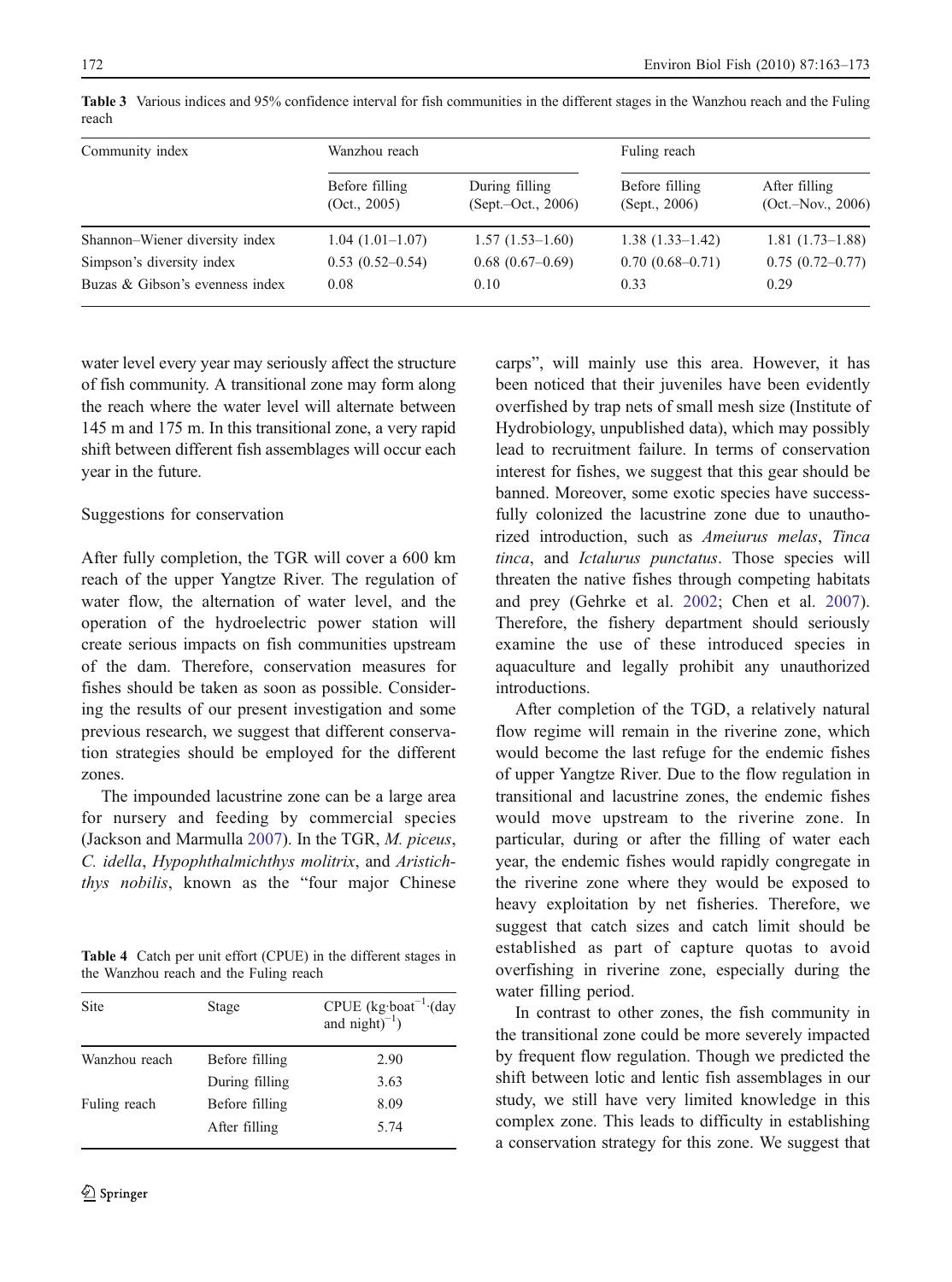**Table 3** Various indices and 95% confidence interval for fish communities in the different stages in the Wanzhou reach and the Fuling reach

| Community index | Wanzhou reach | | Fuling reach | |
|---|---|---|---|---|
| | Before filling (Oct., 2005) | During filling (Sept.–Oct., 2006) | Before filling (Sept., 2006) | After filling (Oct.–Nov., 2006) |
| Shannon–Wiener diversity index | 1.04 (1.01–1.07) | 1.57 (1.53–1.60) | 1.38 (1.33–1.42) | 1.81 (1.73–1.88) |
| Simpson's diversity index | 0.53 (0.52–0.54) | 0.68 (0.67–0.69) | 0.70 (0.68–0.71) | 0.75 (0.72–0.77) |
| Buzas & Gibson's evenness index | 0.08 | 0.10 | 0.33 | 0.29 |

water level every year may seriously affect the structure of fish community. A transitional zone may form along the reach where the water level will alternate between 145 m and 175 m. In this transitional zone, a very rapid shift between different fish assemblages will occur each year in the future.

## Suggestions for conservation

After fully completion, the TGR will cover a 600 km reach of the upper Yangtze River. The regulation of water flow, the alternation of water level, and the operation of the hydroelectric power station will create serious impacts on fish communities upstream of the dam. Therefore, conservation measures for fishes should be taken as soon as possible. Considering the results of our present investigation and some previous research, we suggest that different conservation strategies should be employed for the different zones.

The impounded lacustrine zone can be a large area for nursery and feeding by commercial species (Jackson and Marmulla 2007). In the TGR, *M. piceus*, *C. idella*, *Hypophthalmichthys molitrix*, and *Aristichthys nobilis*, known as the "four major Chinese carps", will mainly use this area. However, it has been noticed that their juveniles have been evidently overfished by trap nets of small mesh size (Institute of Hydrobiology, unpublished data), which may possibly lead to recruitment failure. In terms of conservation interest for fishes, we suggest that this gear should be banned. Moreover, some exotic species have successfully colonized the lacustrine zone due to unauthorized introduction, such as *Ameiurus melas*, *Tinca tinca*, and *Ictalurus punctatus*. Those species will threaten the native fishes through competing habitats and prey (Gehrke et al. 2002; Chen et al. 2007). Therefore, the fishery department should seriously examine the use of these introduced species in aquaculture and legally prohibit any unauthorized introductions.

**Table 4** Catch per unit effort (CPUE) in the different stages in the Wanzhou reach and the Fuling reach

| Site | Stage | CPUE (kg·boat$^{-1}$·(day and night)$^{-1}$) |
|---|---|---|
| Wanzhou reach | Before filling | 2.90 |
| | During filling | 3.63 |
| Fuling reach | Before filling | 8.09 |
| | After filling | 5.74 |

After completion of the TGD, a relatively natural flow regime will remain in the riverine zone, which would become the last refuge for the endemic fishes of upper Yangtze River. Due to the flow regulation in transitional and lacustrine zones, the endemic fishes would move upstream to the riverine zone. In particular, during or after the filling of water each year, the endemic fishes would rapidly congregate in the riverine zone where they would be exposed to heavy exploitation by net fisheries. Therefore, we suggest that catch sizes and catch limit should be established as part of capture quotas to avoid overfishing in riverine zone, especially during the water filling period.

In contrast to other zones, the fish community in the transitional zone could be more severely impacted by frequent flow regulation. Though we predicted the shift between lotic and lentic fish assemblages in our study, we still have very limited knowledge in this complex zone. This leads to difficulty in establishing a conservation strategy for this zone. We suggest that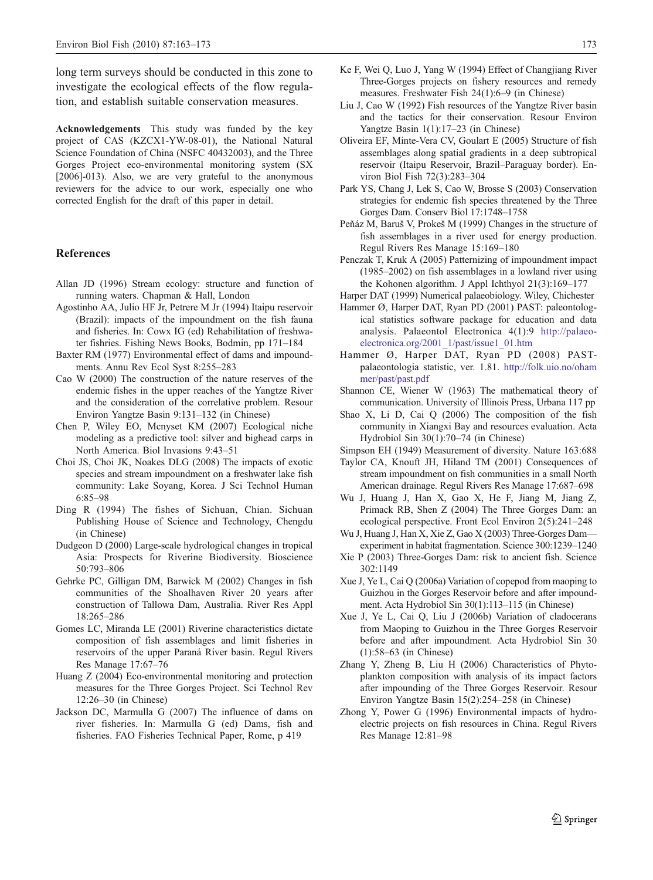long term surveys should be conducted in this zone to investigate the ecological effects of the flow regulation, and establish suitable conservation measures.

**Acknowledgements** This study was funded by the key project of CAS (KZCX1-YW-08-01), the National Natural Science Foundation of China (NSFC 40432003), and the Three Gorges Project eco-environmental monitoring system (SX [2006]-013). Also, we are very grateful to the anonymous reviewers for the advice to our work, especially one who corrected English for the draft of this paper in detail.

## References

Allan JD (1996) Stream ecology: structure and function of running waters. Chapman & Hall, London

Agostinho AA, Julio HF Jr, Petrere M Jr (1994) Itaipu reservoir (Brazil): impacts of the impoundment on the fish fauna and fisheries. In: Cowx IG (ed) Rehabilitation of freshwater fishries. Fishing News Books, Bodmin, pp 171–184

Baxter RM (1977) Environmental effect of dams and impoundments. Annu Rev Ecol Syst 8:255–283

Cao W (2000) The construction of the nature reserves of the endemic fishes in the upper reaches of the Yangtze River and the consideration of the correlative problem. Resour Environ Yangtze Basin 9:131–132 (in Chinese)

Chen P, Wiley EO, Mcnyset KM (2007) Ecological niche modeling as a predictive tool: silver and bighead carps in North America. Biol Invasions 9:43–51

Choi JS, Choi JK, Noakes DLG (2008) The impacts of exotic species and stream impoundment on a freshwater lake fish community: Lake Soyang, Korea. J Sci Technol Human 6:85–98

Ding R (1994) The fishes of Sichuan, Chian. Sichuan Publishing House of Science and Technology, Chengdu (in Chinese)

Dudgeon D (2000) Large-scale hydrological changes in tropical Asia: Prospects for Riverine Biodiversity. Bioscience 50:793–806

Gehrke PC, Gilligan DM, Barwick M (2002) Changes in fish communities of the Shoalhaven River 20 years after construction of Tallowa Dam, Australia. River Res Appl 18:265–286

Gomes LC, Miranda LE (2001) Riverine characteristics dictate composition of fish assemblages and limit fisheries in reservoirs of the upper Paraná River basin. Regul Rivers Res Manage 17:67–76

Huang Z (2004) Eco-environmental monitoring and protection measures for the Three Gorges Project. Sci Technol Rev 12:26–30 (in Chinese)

Jackson DC, Marmulla G (2007) The influence of dams on river fisheries. In: Marmulla G (ed) Dams, fish and fisheries. FAO Fisheries Technical Paper, Rome, p 419

Ke F, Wei Q, Luo J, Yang W (1994) Effect of Changjiang River Three-Gorges projects on fishery resources and remedy measures. Freshwater Fish 24(1):6–9 (in Chinese)

Liu J, Cao W (1992) Fish resources of the Yangtze River basin and the tactics for their conservation. Resour Environ Yangtze Basin 1(1):17–23 (in Chinese)

Oliveira EF, Minte-Vera CV, Goulart E (2005) Structure of fish assemblages along spatial gradients in a deep subtropical reservoir (Itaipu Reservoir, Brazil–Paraguay border). Environ Biol Fish 72(3):283–304

Park YS, Chang J, Lek S, Cao W, Brosse S (2003) Conservation strategies for endemic fish species threatened by the Three Gorges Dam. Conserv Biol 17:1748–1758

Peňáz M, Baruš V, Prokeš M (1999) Changes in the structure of fish assemblages in a river used for energy production. Regul Rivers Res Manage 15:169–180

Penczak T, Kruk A (2005) Patternizing of impoundment impact (1985–2002) on fish assemblages in a lowland river using the Kohonen algorithm. J Appl Ichthyol 21(3):169–177

Harper DAT (1999) Numerical palaeobiology. Wiley, Chichester

Hammer Ø, Harper DAT, Ryan PD (2001) PAST: paleontological statistics software package for education and data analysis. Palaeontol Electronica 4(1):9 http://palaeo-electronica.org/2001_1/past/issue1_01.htm

Hammer Ø, Harper DAT, Ryan PD (2008) PAST-palaeontologia statistic, ver. 1.81. http://folk.uio.no/ohammer/past/past.pdf

Shannon CE, Wiener W (1963) The mathematical theory of communication. University of Illinois Press, Urbana 117 pp

Shao X, Li D, Cai Q (2006) The composition of the fish community in Xiangxi Bay and resources evaluation. Acta Hydrobiol Sin 30(1):70–74 (in Chinese)

Simpson EH (1949) Measurement of diversity. Nature 163:688

Taylor CA, Knouft JH, Hiland TM (2001) Consequences of stream impoundment on fish communities in a small North American drainage. Regul Rivers Res Manage 17:687–698

Wu J, Huang J, Han X, Gao X, He F, Jiang M, Jiang Z, Primack RB, Shen Z (2004) The Three Gorges Dam: an ecological perspective. Front Ecol Environ 2(5):241–248

Wu J, Huang J, Han X, Xie Z, Gao X (2003) Three-Gorges Dam—experiment in habitat fragmentation. Science 300:1239–1240

Xie P (2003) Three-Gorges Dam: risk to ancient fish. Science 302:1149

Xue J, Ye L, Cai Q (2006a) Variation of copepod from maoping to Guizhou in the Gorges Reservoir before and after impoundment. Acta Hydrobiol Sin 30(1):113–115 (in Chinese)

Xue J, Ye L, Cai Q, Liu J (2006b) Variation of cladocerans from Maoping to Guizhou in the Three Gorges Reservoir before and after impoundment. Acta Hydrobiol Sin 30 (1):58–63 (in Chinese)

Zhang Y, Zheng B, Liu H (2006) Characteristics of Phytoplankton composition with analysis of its impact factors after impounding of the Three Gorges Reservoir. Resour Environ Yangtze Basin 15(2):254–258 (in Chinese)

Zhong Y, Power G (1996) Environmental impacts of hydroelectric projects on fish resources in China. Regul Rivers Res Manage 12:81–98